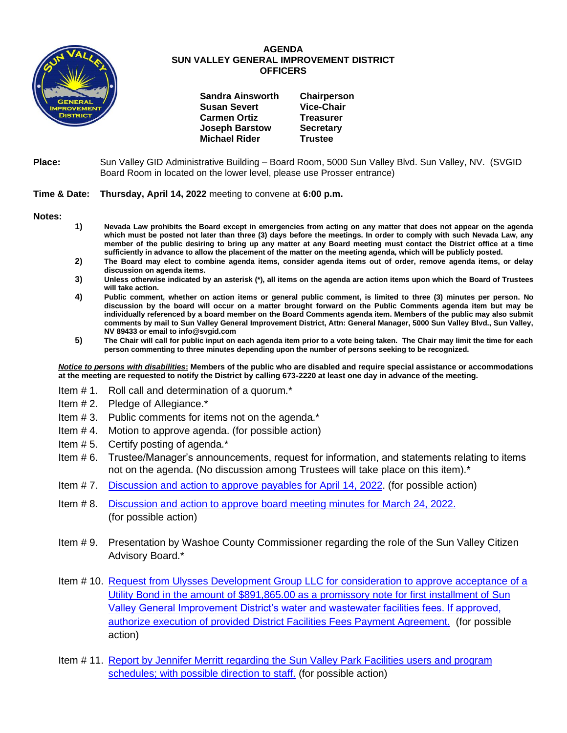# AGENDA
## SUN VALLEY GENERAL IMPROVEMENT DISTRICT
### OFFICERS

| | |
|---|---|
| **Sandra Ainsworth** | **Chairperson** |
| **Susan Severt** | **Vice-Chair** |
| **Carmen Ortiz** | **Treasurer** |
| **Joseph Barstow** | **Secretary** |
| **Michael Rider** | **Trustee** |

**Place:** Sun Valley GID Administrative Building – Board Room, 5000 Sun Valley Blvd. Sun Valley, NV. (SVGID Board Room in located on the lower level, please use Prosser entrance)

**Time & Date:** **Thursday, April 14, 2022** meeting to convene at **6:00 p.m.**

**Notes:**

1) **Nevada Law prohibits the Board except in emergencies from acting on any matter that does not appear on the agenda which must be posted not later than three (3) days before the meetings. In order to comply with such Nevada Law, any member of the public desiring to bring up any matter at any Board meeting must contact the District office at a time sufficiently in advance to allow the placement of the matter on the meeting agenda, which will be publicly posted.**
2) **The Board may elect to combine agenda items, consider agenda items out of order, remove agenda items, or delay discussion on agenda items.**
3) **Unless otherwise indicated by an asterisk (*), all items on the agenda are action items upon which the Board of Trustees will take action.**
4) **Public comment, whether on action items or general public comment, is limited to three (3) minutes per person. No discussion by the board will occur on a matter brought forward on the Public Comments agenda item but may be individually referenced by a board member on the Board Comments agenda item. Members of the public may also submit comments by mail to Sun Valley General Improvement District, Attn: General Manager, 5000 Sun Valley Blvd., Sun Valley, NV 89433 or email to info@svgid.com**
5) **The Chair will call for public input on each agenda item prior to a vote being taken. The Chair may limit the time for each person commenting to three minutes depending upon the number of persons seeking to be recognized.**

***Notice to persons with disabilities*: Members of the public who are disabled and require special assistance or accommodations at the meeting are requested to notify the District by calling 673-2220 at least one day in advance of the meeting.**

Item # 1. Roll call and determination of a quorum.*

Item # 2. Pledge of Allegiance.*

Item # 3. Public comments for items not on the agenda.*

Item # 4. Motion to approve agenda. (for possible action)

Item # 5. Certify posting of agenda.*

Item # 6. Trustee/Manager's announcements, request for information, and statements relating to items not on the agenda. (No discussion among Trustees will take place on this item).*

Item # 7. Discussion and action to approve payables for April 14, 2022. (for possible action)

Item # 8. Discussion and action to approve board meeting minutes for March 24, 2022. (for possible action)

Item # 9. Presentation by Washoe County Commissioner regarding the role of the Sun Valley Citizen Advisory Board.*

Item # 10. Request from Ulysses Development Group LLC for consideration to approve acceptance of a Utility Bond in the amount of $891,865.00 as a promissory note for first installment of Sun Valley General Improvement District's water and wastewater facilities fees. If approved, authorize execution of provided District Facilities Fees Payment Agreement. (for possible action)

Item # 11. Report by Jennifer Merritt regarding the Sun Valley Park Facilities users and program schedules; with possible direction to staff. (for possible action)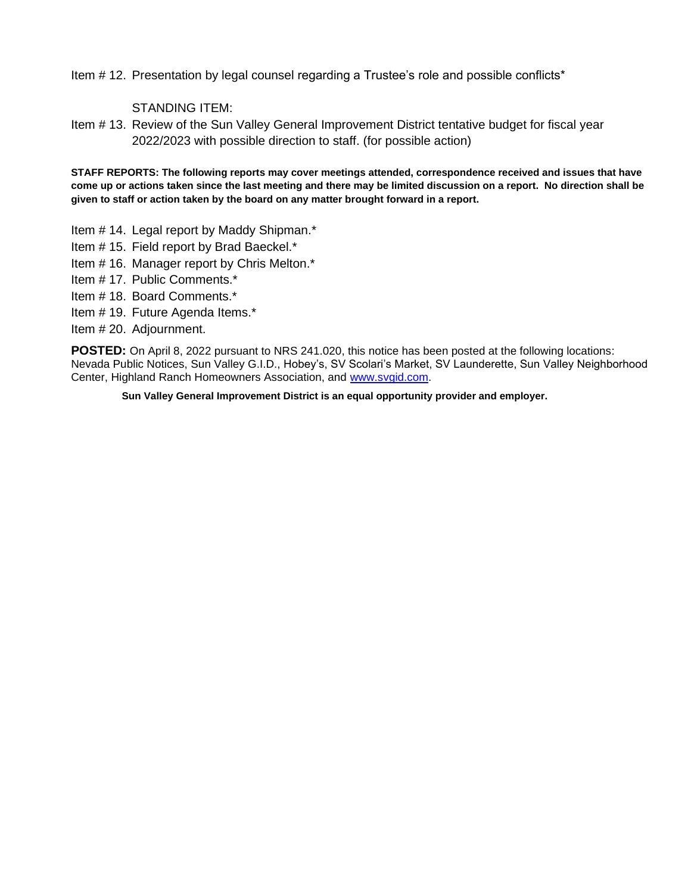Item # 12. Presentation by legal counsel regarding a Trustee's role and possible conflicts*

STANDING ITEM:

Item # 13. Review of the Sun Valley General Improvement District tentative budget for fiscal year 2022/2023 with possible direction to staff. (for possible action)

**STAFF REPORTS: The following reports may cover meetings attended, correspondence received and issues that have come up or actions taken since the last meeting and there may be limited discussion on a report. No direction shall be given to staff or action taken by the board on any matter brought forward in a report.**

Item # 14. Legal report by Maddy Shipman.*

Item # 15. Field report by Brad Baeckel.*

Item # 16. Manager report by Chris Melton.*

Item # 17. Public Comments.*

Item # 18. Board Comments.*

Item # 19. Future Agenda Items.*

Item # 20. Adjournment.

**POSTED:** On April 8, 2022 pursuant to NRS 241.020, this notice has been posted at the following locations: Nevada Public Notices, Sun Valley G.I.D., Hobey's, SV Scolari's Market, SV Launderette, Sun Valley Neighborhood Center, Highland Ranch Homeowners Association, and [www.svgid.com](http://www.svgid.com).

**Sun Valley General Improvement District is an equal opportunity provider and employer.**